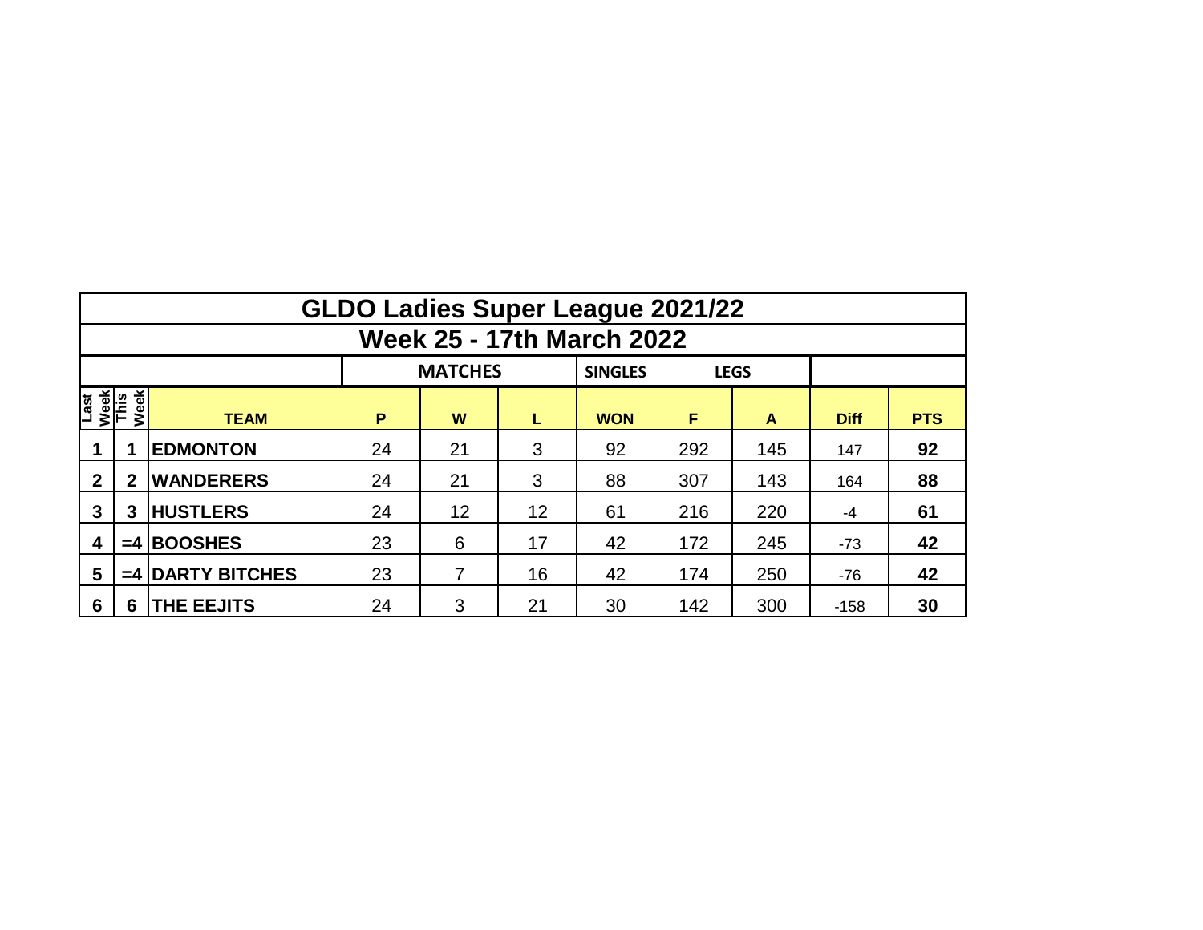# GLDO Ladies Super League 2021/22

## Week 25 - 17th March 2022

| | | | MATCHES | | | SINGLES | LEGS | | | |
|---|---|---|---|---|---|---|---|---|---|---|
| Last Week | This Week | TEAM | P | W | L | WON | F | A | Diff | PTS |
| 1 | 1 | EDMONTON | 24 | 21 | 3 | 92 | 292 | 145 | 147 | 92 |
| 2 | 2 | WANDERERS | 24 | 21 | 3 | 88 | 307 | 143 | 164 | 88 |
| 3 | 3 | HUSTLERS | 24 | 12 | 12 | 61 | 216 | 220 | -4 | 61 |
| 4 | =4 | BOOSHES | 23 | 6 | 17 | 42 | 172 | 245 | -73 | 42 |
| 5 | =4 | DARTY BITCHES | 23 | 7 | 16 | 42 | 174 | 250 | -76 | 42 |
| 6 | 6 | THE EEJITS | 24 | 3 | 21 | 30 | 142 | 300 | -158 | 30 |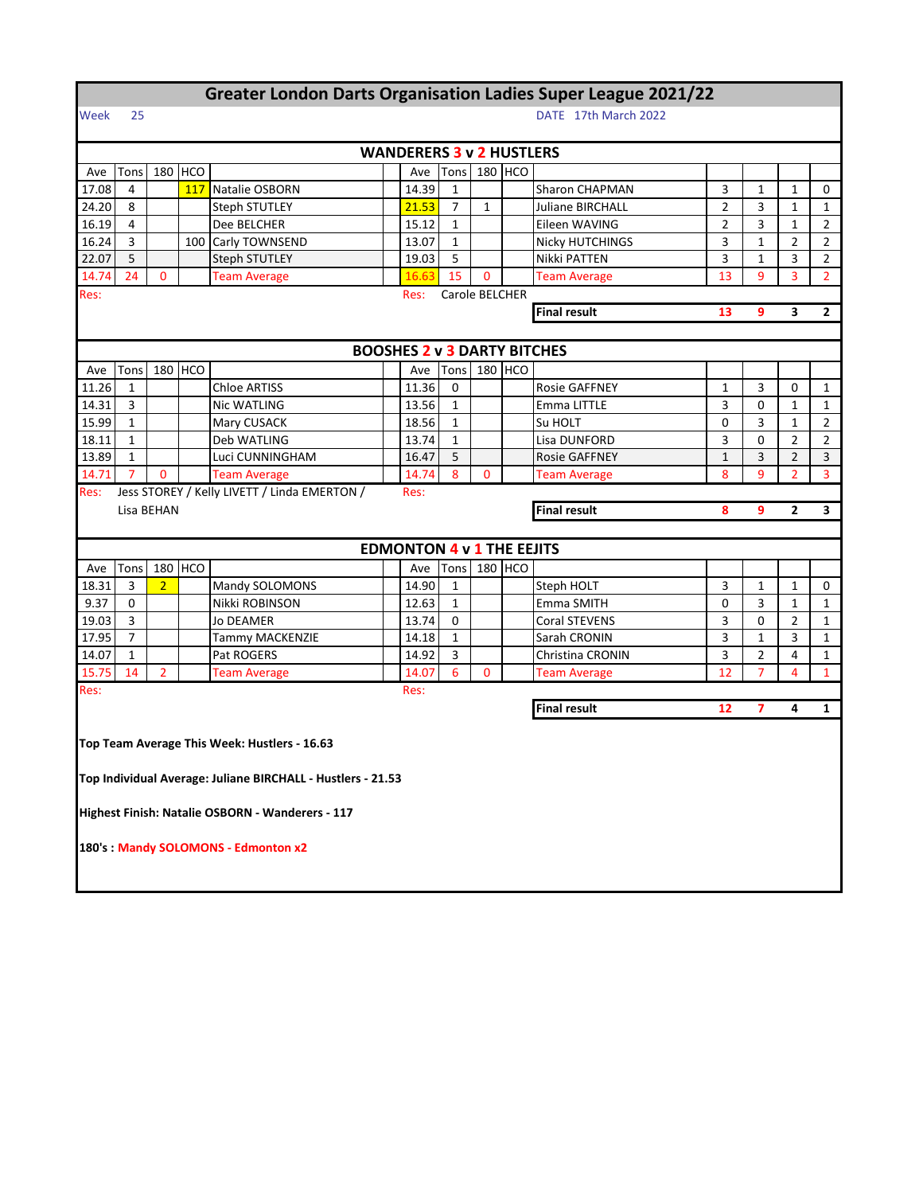# Greater London Darts Organisation Ladies Super League 2021/22

Week 25 DATE 17th March 2022

## WANDERERS 3 v 2 HUSTLERS

| Ave | Tons | 180 | HCO | | Ave | Tons | 180 | HCO | | | | | |
|---|---|---|---|---|---|---|---|---|---|---|---|---|---|
| 17.08 | 4 | | 117 | Natalie OSBORN | 14.39 | 1 | | | Sharon CHAPMAN | 3 | 1 | 1 | 0 |
| 24.20 | 8 | | | Steph STUTLEY | 21.53 | 7 | 1 | | Juliane BIRCHALL | 2 | 3 | 1 | 1 |
| 16.19 | 4 | | | Dee BELCHER | 15.12 | 1 | | | Eileen WAVING | 2 | 3 | 1 | 2 |
| 16.24 | 3 | | 100 | Carly TOWNSEND | 13.07 | 1 | | | Nicky HUTCHINGS | 3 | 1 | 2 | 2 |
| 22.07 | 5 | | | Steph STUTLEY | 19.03 | 5 | | | Nikki PATTEN | 3 | 1 | 3 | 2 |
| 14.74 | 24 | 0 | | Team Average | 16.63 | 15 | 0 | | Team Average | 13 | 9 | 3 | 2 |
| Res: | | | | | Res: | Carole BELCHER | | | | | | | |
| | | | | | | | | | **Final result** | **13** | **9** | **3** | **2** |

## BOOSHES 2 v 3 DARTY BITCHES

| Ave | Tons | 180 | HCO | | Ave | Tons | 180 | HCO | | | | | |
|---|---|---|---|---|---|---|---|---|---|---|---|---|---|
| 11.26 | 1 | | | Chloe ARTISS | 11.36 | 0 | | | Rosie GAFFNEY | 1 | 3 | 0 | 1 |
| 14.31 | 3 | | | Nic WATLING | 13.56 | 1 | | | Emma LITTLE | 3 | 0 | 1 | 1 |
| 15.99 | 1 | | | Mary CUSACK | 18.56 | 1 | | | Su HOLT | 0 | 3 | 1 | 2 |
| 18.11 | 1 | | | Deb WATLING | 13.74 | 1 | | | Lisa DUNFORD | 3 | 0 | 2 | 2 |
| 13.89 | 1 | | | Luci CUNNINGHAM | 16.47 | 5 | | | Rosie GAFFNEY | 1 | 3 | 2 | 3 |
| 14.71 | 7 | 0 | | Team Average | 14.74 | 8 | 0 | | Team Average | 8 | 9 | 2 | 3 |
| Res: | Jess STOREY / Kelly LIVETT / Linda EMERTON / Lisa BEHAN | | | | Res: | | | | | | | | |
| | | | | | | | | | **Final result** | **8** | **9** | **2** | **3** |

## EDMONTON 4 v 1 THE EEJITS

| Ave | Tons | 180 | HCO | | Ave | Tons | 180 | HCO | | | | | |
|---|---|---|---|---|---|---|---|---|---|---|---|---|---|
| 18.31 | 3 | 2 | | Mandy SOLOMONS | 14.90 | 1 | | | Steph HOLT | 3 | 1 | 1 | 0 |
| 9.37 | 0 | | | Nikki ROBINSON | 12.63 | 1 | | | Emma SMITH | 0 | 3 | 1 | 1 |
| 19.03 | 3 | | | Jo DEAMER | 13.74 | 0 | | | Coral STEVENS | 3 | 0 | 2 | 1 |
| 17.95 | 7 | | | Tammy MACKENZIE | 14.18 | 1 | | | Sarah CRONIN | 3 | 1 | 3 | 1 |
| 14.07 | 1 | | | Pat ROGERS | 14.92 | 3 | | | Christina CRONIN | 3 | 2 | 4 | 1 |
| 15.75 | 14 | 2 | | Team Average | 14.07 | 6 | 0 | | Team Average | 12 | 7 | 4 | 1 |
| Res: | | | | | Res: | | | | | | | | |
| | | | | | | | | | **Final result** | **12** | **7** | **4** | **1** |

**Top Team Average This Week: Hustlers - 16.63**

**Top Individual Average: Juliane BIRCHALL - Hustlers - 21.53**

**Highest Finish: Natalie OSBORN - Wanderers - 117**

**180's : Mandy SOLOMONS - Edmonton x2**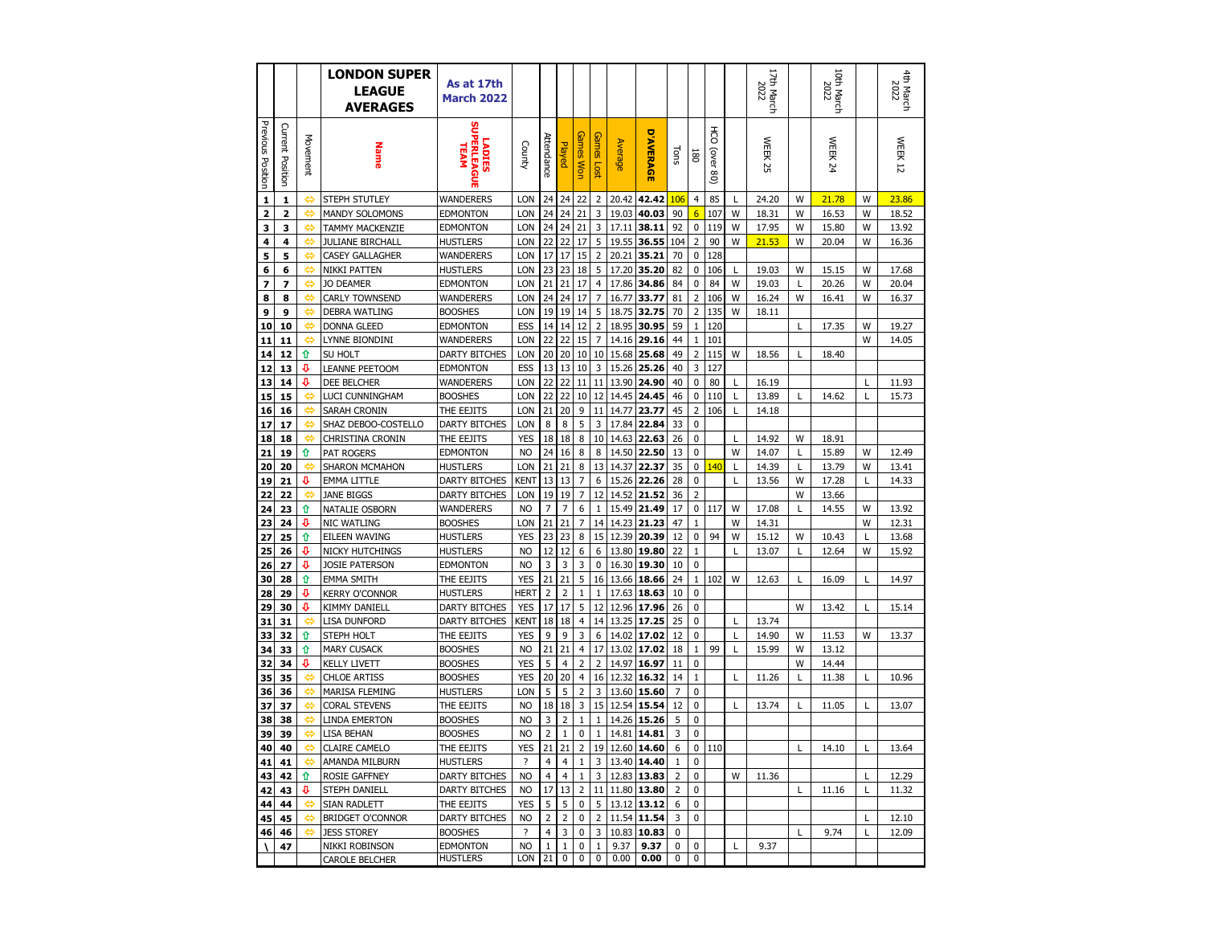# LONDON SUPER LEAGUE AVERAGES

**As at 17th March 2022**

| Previous Position | Current Position | Movement | Name | LADIES SUPERLEAGUE TEAM | County | Attendance | Played | Games Won | Games Lost | Average | D'AVERAGE | Tons | 180 | HCO (over 80) | | 17th March 2022 WEEK 25 | | 10th March 2022 WEEK 24 | | 4th March 2022 WEEK 12 |
|---|---|---|---|---|---|---|---|---|---|---|---|---|---|---|---|---|---|---|---|---|
| 1 | 1 | ⇔ | STEPH STUTLEY | WANDERERS | LON | 24 | 24 | 22 | 2 | 20.42 | 42.42 | 106 | 4 | 85 | L | 24.20 | W | 21.78 | W | 23.86 |
| 2 | 2 | ⇔ | MANDY SOLOMONS | EDMONTON | LON | 24 | 24 | 21 | 3 | 19.03 | 40.03 | 90 | 6 | 107 | W | 18.31 | W | 16.53 | W | 18.52 |
| 3 | 3 | ⇔ | TAMMY MACKENZIE | EDMONTON | LON | 24 | 24 | 21 | 3 | 17.11 | 38.11 | 92 | 0 | 119 | W | 17.95 | W | 15.80 | W | 13.92 |
| 4 | 4 | ⇔ | JULIANE BIRCHALL | HUSTLERS | LON | 22 | 22 | 17 | 5 | 19.55 | 36.55 | 104 | 2 | 90 | W | 21.53 | W | 20.04 | W | 16.36 |
| 5 | 5 | ⇔ | CASEY GALLAGHER | WANDERERS | LON | 17 | 17 | 15 | 2 | 20.21 | 35.21 | 70 | 0 | 128 | | | | | | |
| 6 | 6 | ⇔ | NIKKI PATTEN | HUSTLERS | LON | 23 | 23 | 18 | 5 | 17.20 | 35.20 | 82 | 0 | 106 | L | 19.03 | W | 15.15 | W | 17.68 |
| 7 | 7 | ⇔ | JO DEAMER | EDMONTON | LON | 21 | 21 | 17 | 4 | 17.86 | 34.86 | 84 | 0 | 84 | W | 19.03 | L | 20.26 | W | 20.04 |
| 8 | 8 | ⇔ | CARLY TOWNSEND | WANDERERS | LON | 24 | 24 | 17 | 7 | 16.77 | 33.77 | 81 | 2 | 106 | W | 16.24 | W | 16.41 | W | 16.37 |
| 9 | 9 | ⇔ | DEBRA WATLING | BOOSHES | LON | 19 | 19 | 14 | 5 | 18.75 | 32.75 | 70 | 2 | 135 | W | 18.11 | | | | |
| 10 | 10 | ⇔ | DONNA GLEED | EDMONTON | ESS | 14 | 14 | 12 | 2 | 18.95 | 30.95 | 59 | 1 | 120 | | | L | 17.35 | W | 19.27 |
| 11 | 11 | ⇔ | LYNNE BIONDINI | WANDERERS | LON | 22 | 22 | 15 | 7 | 14.16 | 29.16 | 44 | 1 | 101 | | | | | W | 14.05 |
| 14 | 12 | ⇧ | SU HOLT | DARTY BITCHES | LON | 20 | 20 | 10 | 10 | 15.68 | 25.68 | 49 | 2 | 115 | W | 18.56 | L | 18.40 | | |
| 12 | 13 | ⇩ | LEANNE PEETOOM | EDMONTON | ESS | 13 | 13 | 10 | 3 | 15.26 | 25.26 | 40 | 3 | 127 | | | | | | |
| 13 | 14 | ⇩ | DEE BELCHER | WANDERERS | LON | 22 | 22 | 11 | 11 | 13.90 | 24.90 | 40 | 0 | 80 | L | 16.19 | | | L | 11.93 |
| 15 | 15 | ⇔ | LUCI CUNNINGHAM | BOOSHES | LON | 22 | 22 | 10 | 12 | 14.45 | 24.45 | 46 | 0 | 110 | L | 13.89 | L | 14.62 | L | 15.73 |
| 16 | 16 | ⇔ | SARAH CRONIN | THE EEJITS | LON | 21 | 20 | 9 | 11 | 14.77 | 23.77 | 45 | 2 | 106 | L | 14.18 | | | | |
| 17 | 17 | ⇔ | SHAZ DEBOO-COSTELLO | DARTY BITCHES | LON | 8 | 8 | 5 | 3 | 17.84 | 22.84 | 33 | 0 | | | | | | | |
| 18 | 18 | ⇔ | CHRISTINA CRONIN | THE EEJITS | YES | 18 | 18 | 8 | 10 | 14.63 | 22.63 | 26 | 0 | | L | 14.92 | W | 18.91 | | |
| 21 | 19 | ⇧ | PAT ROGERS | EDMONTON | NO | 24 | 16 | 8 | 8 | 14.50 | 22.50 | 13 | 0 | | W | 14.07 | L | 15.89 | W | 12.49 |
| 20 | 20 | ⇔ | SHARON MCMAHON | HUSTLERS | LON | 21 | 21 | 8 | 13 | 14.37 | 22.37 | 35 | 0 | 140 | L | 14.39 | L | 13.79 | W | 13.41 |
| 19 | 21 | ⇩ | EMMA LITTLE | DARTY BITCHES | KENT | 13 | 13 | 7 | 6 | 15.26 | 22.26 | 28 | 0 | | L | 13.56 | W | 17.28 | L | 14.33 |
| 22 | 22 | ⇔ | JANE BIGGS | DARTY BITCHES | LON | 19 | 19 | 7 | 12 | 14.52 | 21.52 | 36 | 2 | | | | W | 13.66 | | |
| 24 | 23 | ⇧ | NATALIE OSBORN | WANDERERS | NO | 7 | 7 | 6 | 1 | 15.49 | 21.49 | 17 | 0 | 117 | W | 17.08 | L | 14.55 | W | 13.92 |
| 23 | 24 | ⇩ | NIC WATLING | BOOSHES | LON | 21 | 21 | 7 | 14 | 14.23 | 21.23 | 47 | 1 | | W | 14.31 | | | W | 12.31 |
| 27 | 25 | ⇧ | EILEEN WAVING | HUSTLERS | YES | 23 | 23 | 8 | 15 | 12.39 | 20.39 | 12 | 0 | 94 | W | 15.12 | W | 10.43 | L | 13.68 |
| 25 | 26 | ⇩ | NICKY HUTCHINGS | HUSTLERS | NO | 12 | 12 | 6 | 6 | 13.80 | 19.80 | 22 | 1 | | L | 13.07 | L | 12.64 | W | 15.92 |
| 26 | 27 | ⇩ | JOSIE PATERSON | EDMONTON | NO | 3 | 3 | 3 | 0 | 16.30 | 19.30 | 10 | 0 | | | | | | | |
| 30 | 28 | ⇧ | EMMA SMITH | THE EEJITS | YES | 21 | 21 | 5 | 16 | 13.66 | 18.66 | 24 | 1 | 102 | W | 12.63 | L | 16.09 | L | 14.97 |
| 28 | 29 | ⇩ | KERRY O'CONNOR | HUSTLERS | HERT | 2 | 2 | 1 | 1 | 17.63 | 18.63 | 10 | 0 | | | | | | | |
| 29 | 30 | ⇩ | KIMMY DANIELL | DARTY BITCHES | YES | 17 | 17 | 5 | 12 | 12.96 | 17.96 | 26 | 0 | | | | W | 13.42 | L | 15.14 |
| 31 | 31 | ⇔ | LISA DUNFORD | DARTY BITCHES | KENT | 18 | 18 | 4 | 14 | 13.25 | 17.25 | 25 | 0 | | L | 13.74 | | | | |
| 33 | 32 | ⇧ | STEPH HOLT | THE EEJITS | YES | 9 | 9 | 3 | 6 | 14.02 | 17.02 | 12 | 0 | | L | 14.90 | W | 11.53 | W | 13.37 |
| 34 | 33 | ⇧ | MARY CUSACK | BOOSHES | NO | 21 | 21 | 4 | 17 | 13.02 | 17.02 | 18 | 1 | 99 | L | 15.99 | W | 13.12 | | |
| 32 | 34 | ⇩ | KELLY LIVETT | BOOSHES | YES | 5 | 4 | 2 | 2 | 14.97 | 16.97 | 11 | 0 | | | | W | 14.44 | | |
| 35 | 35 | ⇔ | CHLOE ARTISS | BOOSHES | YES | 20 | 20 | 4 | 16 | 12.32 | 16.32 | 14 | 1 | | L | 11.26 | L | 11.38 | L | 10.96 |
| 36 | 36 | ⇔ | MARISA FLEMING | HUSTLERS | LON | 5 | 5 | 2 | 3 | 13.60 | 15.60 | 7 | 0 | | | | | | | |
| 37 | 37 | ⇔ | CORAL STEVENS | THE EEJITS | NO | 18 | 18 | 3 | 15 | 12.54 | 15.54 | 12 | 0 | | L | 13.74 | L | 11.05 | L | 13.07 |
| 38 | 38 | ⇔ | LINDA EMERTON | BOOSHES | NO | 3 | 2 | 1 | 1 | 14.26 | 15.26 | 5 | 0 | | | | | | | |
| 39 | 39 | ⇔ | LISA BEHAN | BOOSHES | NO | 2 | 1 | 0 | 1 | 14.81 | 14.81 | 3 | 0 | | | | | | | |
| 40 | 40 | ⇔ | CLAIRE CAMELO | THE EEJITS | YES | 21 | 21 | 2 | 19 | 12.60 | 14.60 | 6 | 0 | 110 | | | L | 14.10 | L | 13.64 |
| 41 | 41 | ⇔ | AMANDA MILBURN | HUSTLERS | ? | 4 | 4 | 1 | 3 | 13.40 | 14.40 | 1 | 0 | | | | | | | |
| 43 | 42 | ⇧ | ROSIE GAFFNEY | DARTY BITCHES | NO | 4 | 4 | 1 | 3 | 12.83 | 13.83 | 2 | 0 | | W | 11.36 | | | L | 12.29 |
| 42 | 43 | ⇩ | STEPH DANIELL | DARTY BITCHES | NO | 17 | 13 | 2 | 11 | 11.80 | 13.80 | 2 | 0 | | | | L | 11.16 | L | 11.32 |
| 44 | 44 | ⇔ | SIAN RADLETT | THE EEJITS | YES | 5 | 5 | 0 | 5 | 13.12 | 13.12 | 6 | 0 | | | | | | | |
| 45 | 45 | ⇔ | BRIDGET O'CONNOR | DARTY BITCHES | NO | 2 | 2 | 0 | 2 | 11.54 | 11.54 | 3 | 0 | | | | | | L | 12.10 |
| 46 | 46 | ⇔ | JESS STOREY | BOOSHES | ? | 4 | 3 | 0 | 3 | 10.83 | 10.83 | 0 | | | | | L | 9.74 | L | 12.09 |
| \ | 47 | | NIKKI ROBINSON | EDMONTON | NO | 1 | 1 | 0 | 1 | 9.37 | 9.37 | 0 | 0 | | L | 9.37 | | | | |
| | | | CAROLE BELCHER | HUSTLERS | LON | 21 | 0 | 0 | 0 | 0.00 | 0.00 | 0 | 0 | | | | | | | |